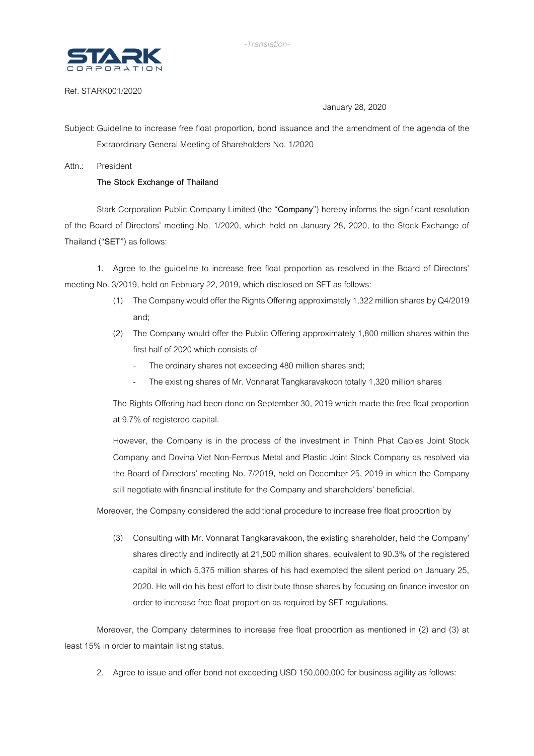-Translation-

**STARK**
CORPORATION

Ref. STARK001/2020

January 28, 2020

Subject: Guideline to increase free float proportion, bond issuance and the amendment of the agenda of the Extraordinary General Meeting of Shareholders No. 1/2020

Attn.: President
**The Stock Exchange of Thailand**

Stark Corporation Public Company Limited (the "**Company**") hereby informs the significant resolution of the Board of Directors' meeting No. 1/2020, which held on January 28, 2020, to the Stock Exchange of Thailand ("**SET**") as follows:

1. Agree to the guideline to increase free float proportion as resolved in the Board of Directors' meeting No. 3/2019, held on February 22, 2019, which disclosed on SET as follows:

    (1) The Company would offer the Rights Offering approximately 1,322 million shares by Q4/2019 and;

    (2) The Company would offer the Public Offering approximately 1,800 million shares within the first half of 2020 which consists of

    - The ordinary shares not exceeding 480 million shares and;
    - The existing shares of Mr. Vonnarat Tangkaravakoon totally 1,320 million shares

    The Rights Offering had been done on September 30, 2019 which made the free float proportion at 9.7% of registered capital.

    However, the Company is in the process of the investment in Thinh Phat Cables Joint Stock Company and Dovina Viet Non-Ferrous Metal and Plastic Joint Stock Company as resolved via the Board of Directors' meeting No. 7/2019, held on December 25, 2019 in which the Company still negotiate with financial institute for the Company and shareholders' beneficial.

Moreover, the Company considered the additional procedure to increase free float proportion by

    (3) Consulting with Mr. Vonnarat Tangkaravakoon, the existing shareholder, held the Company' shares directly and indirectly at 21,500 million shares, equivalent to 90.3% of the registered capital in which 5,375 million shares of his had exempted the silent period on January 25, 2020. He will do his best effort to distribute those shares by focusing on finance investor on order to increase free float proportion as required by SET regulations.

Moreover, the Company determines to increase free float proportion as mentioned in (2) and (3) at least 15% in order to maintain listing status.

2. Agree to issue and offer bond not exceeding USD 150,000,000 for business agility as follows: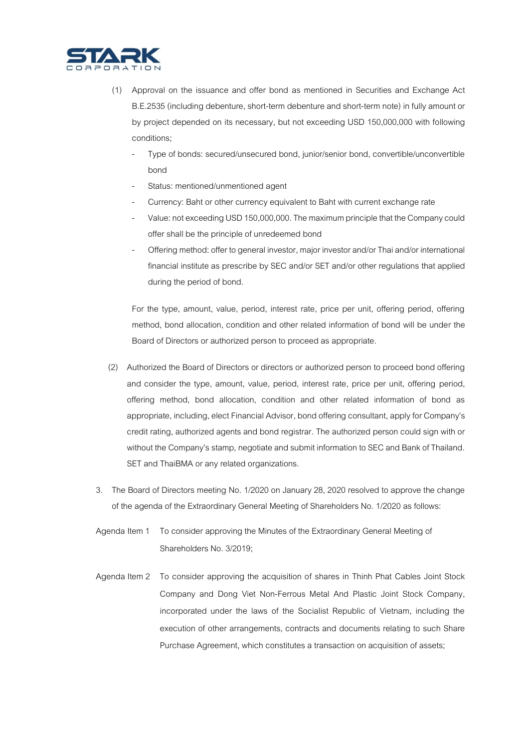(1) Approval on the issuance and offer bond as mentioned in Securities and Exchange Act B.E.2535 (including debenture, short-term debenture and short-term note) in fully amount or by project depended on its necessary, but not exceeding USD 150,000,000 with following conditions;

- Type of bonds: secured/unsecured bond, junior/senior bond, convertible/unconvertible bond
- Status: mentioned/unmentioned agent
- Currency: Baht or other currency equivalent to Baht with current exchange rate
- Value: not exceeding USD 150,000,000. The maximum principle that the Company could offer shall be the principle of unredeemed bond
- Offering method: offer to general investor, major investor and/or Thai and/or international financial institute as prescribe by SEC and/or SET and/or other regulations that applied during the period of bond.

For the type, amount, value, period, interest rate, price per unit, offering period, offering method, bond allocation, condition and other related information of bond will be under the Board of Directors or authorized person to proceed as appropriate.

(2) Authorized the Board of Directors or directors or authorized person to proceed bond offering and consider the type, amount, value, period, interest rate, price per unit, offering period, offering method, bond allocation, condition and other related information of bond as appropriate, including, elect Financial Advisor, bond offering consultant, apply for Company's credit rating, authorized agents and bond registrar. The authorized person could sign with or without the Company's stamp, negotiate and submit information to SEC and Bank of Thailand. SET and ThaiBMA or any related organizations.

3. The Board of Directors meeting No. 1/2020 on January 28, 2020 resolved to approve the change of the agenda of the Extraordinary General Meeting of Shareholders No. 1/2020 as follows:

Agenda Item 1 To consider approving the Minutes of the Extraordinary General Meeting of Shareholders No. 3/2019;

Agenda Item 2 To consider approving the acquisition of shares in Thinh Phat Cables Joint Stock Company and Dong Viet Non-Ferrous Metal And Plastic Joint Stock Company, incorporated under the laws of the Socialist Republic of Vietnam, including the execution of other arrangements, contracts and documents relating to such Share Purchase Agreement, which constitutes a transaction on acquisition of assets;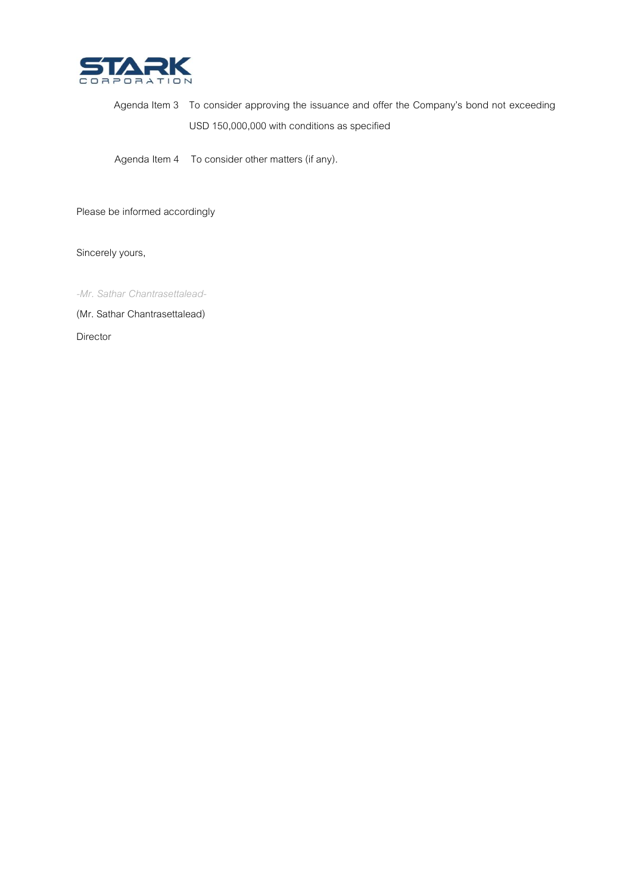Agenda Item 3 To consider approving the issuance and offer the Company's bond not exceeding USD 150,000,000 with conditions as specified

Agenda Item 4 To consider other matters (if any).

Please be informed accordingly

Sincerely yours,

*-Mr. Sathar Chantrasettalead-*

(Mr. Sathar Chantrasettalead)

Director